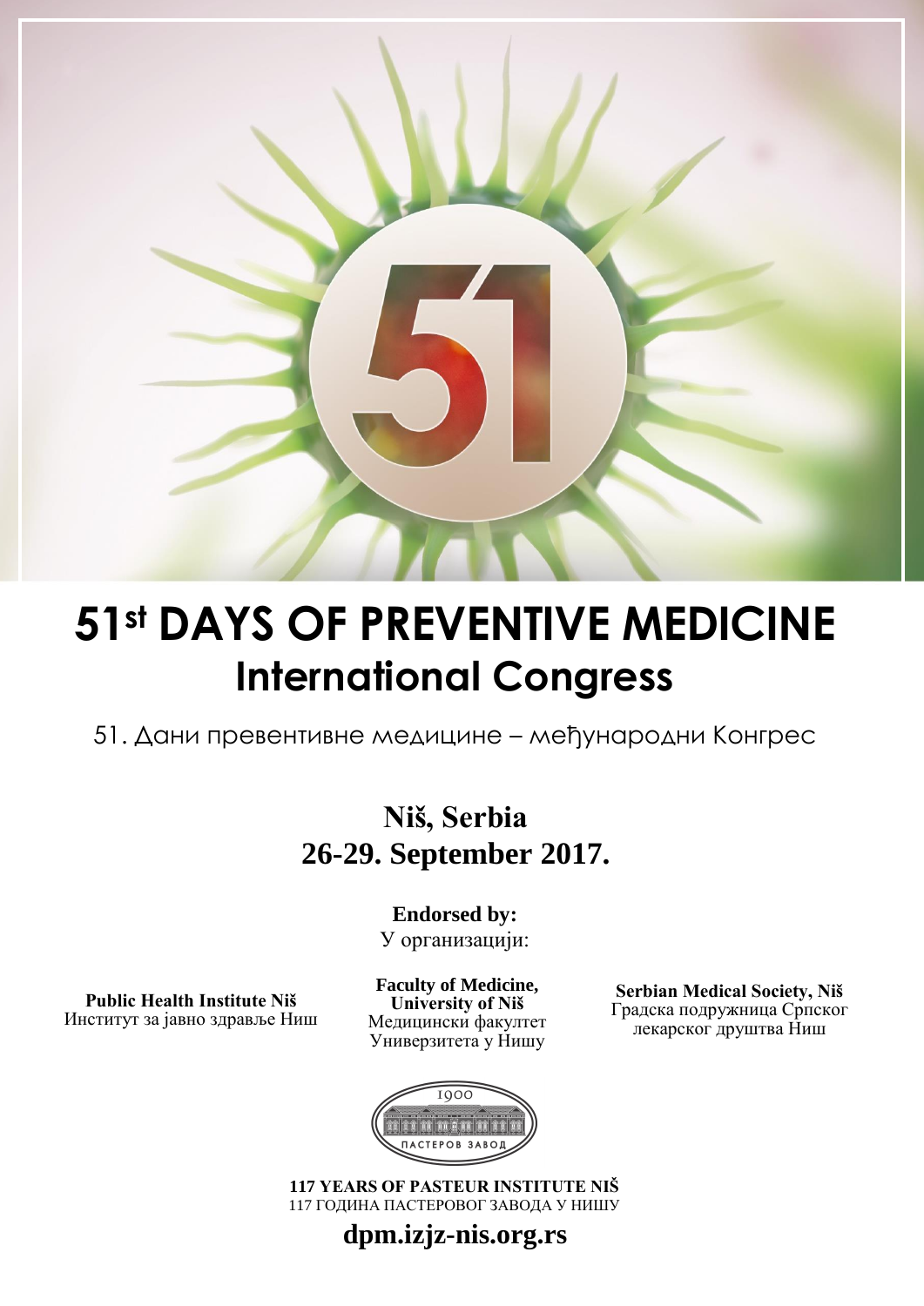# 51st DAYS OF PREVENTIVE MEDICINE

## International Congress

51. Дани превентивне медицине – међународни Конгрес

**Niš, Serbia**

**26-29. September 2017.**

**Endorsed by:**

У организацији:

**Public Health Institute Niš**
Институт за јавно здравље Ниш

**Faculty of Medicine, University of Niš**
Медицински факултет Универзитета у Нишу

**Serbian Medical Society, Niš**
Градска подружница Српског лекарског друштва Ниш

1900
ПАСТЕРОВ ЗАВОД

**117 YEARS OF PASTEUR INSTITUTE NIŠ**
117 ГОДИНА ПАСТЕРОВОГ ЗАВОДА У НИШУ

**dpm.izjz-nis.org.rs**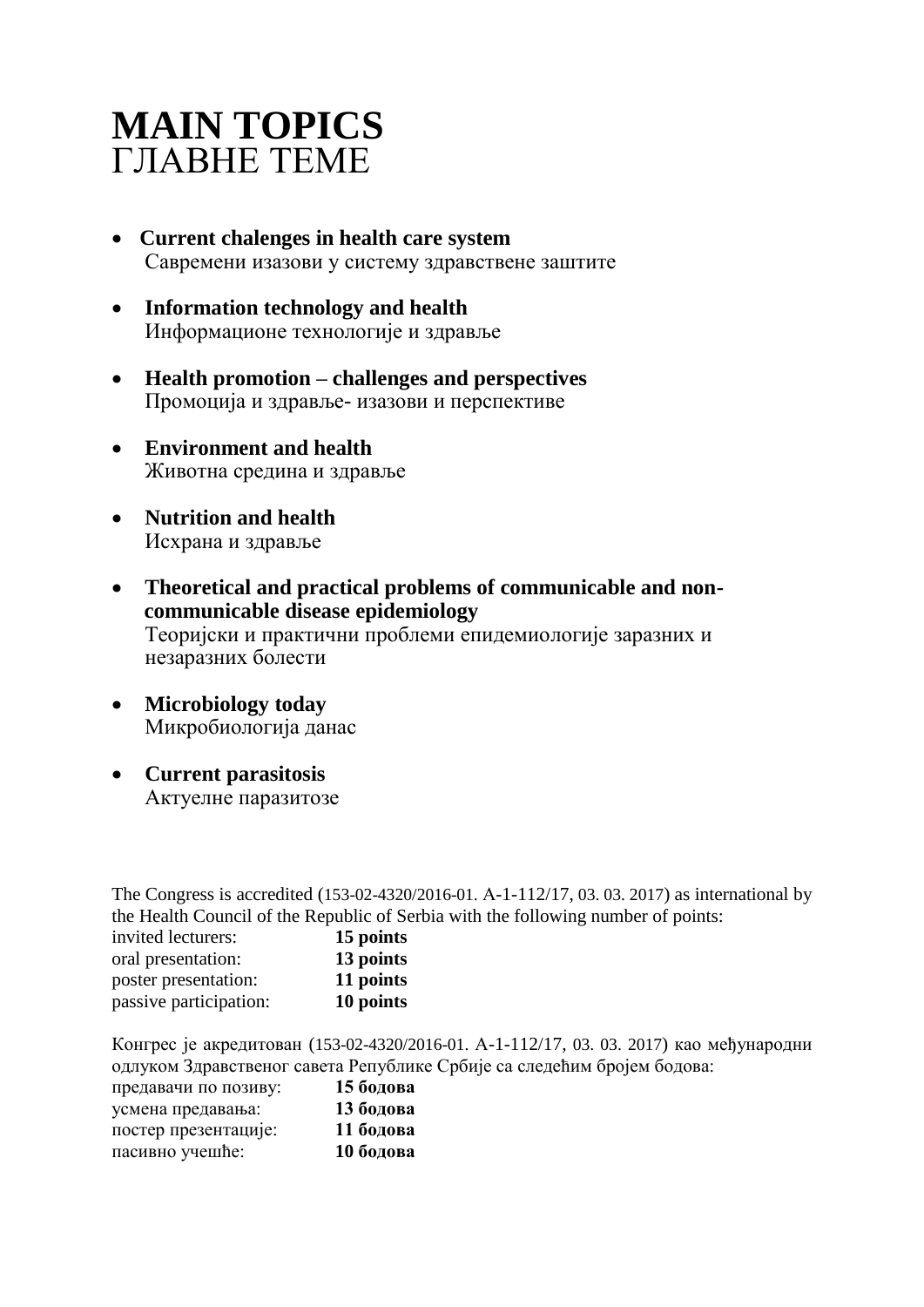# MAIN TOPICS
ГЛАВНЕ ТЕМЕ

- **Current chalenges in health care system**
  Савремени изазови у систему здравствене заштите
- **Information technology and health**
  Информационе технологије и здравље
- **Health promotion – challenges and perspectives**
  Промоција и здравље- изазови и перспективе
- **Environment and health**
  Животна средина и здравље
- **Nutrition and health**
  Исхрана и здравље
- **Theoretical and practical problems of communicable and non-communicable disease epidemiology**
  Теоријски и практични проблеми епидемиологије заразних и незаразних болести
- **Microbiology today**
  Микробиологија данас
- **Current parasitosis**
  Актуелне паразитозе

The Congress is accredited (153-02-4320/2016-01. А-1-112/17, 03. 03. 2017) as international by the Health Council of the Republic of Serbia with the following number of points:

invited lecturers: **15 points**
oral presentation: **13 points**
poster presentation: **11 points**
passive participation: **10 points**

Конгрес је акредитован (153-02-4320/2016-01. А-1-112/17, 03. 03. 2017) као међународни одлуком Здравственог савета Републике Србије са следећим бројем бодова:

предавачи по позиву: **15 бодова**
усмена предавања: **13 бодова**
постер презентације: **11 бодова**
пасивно учешће: **10 бодова**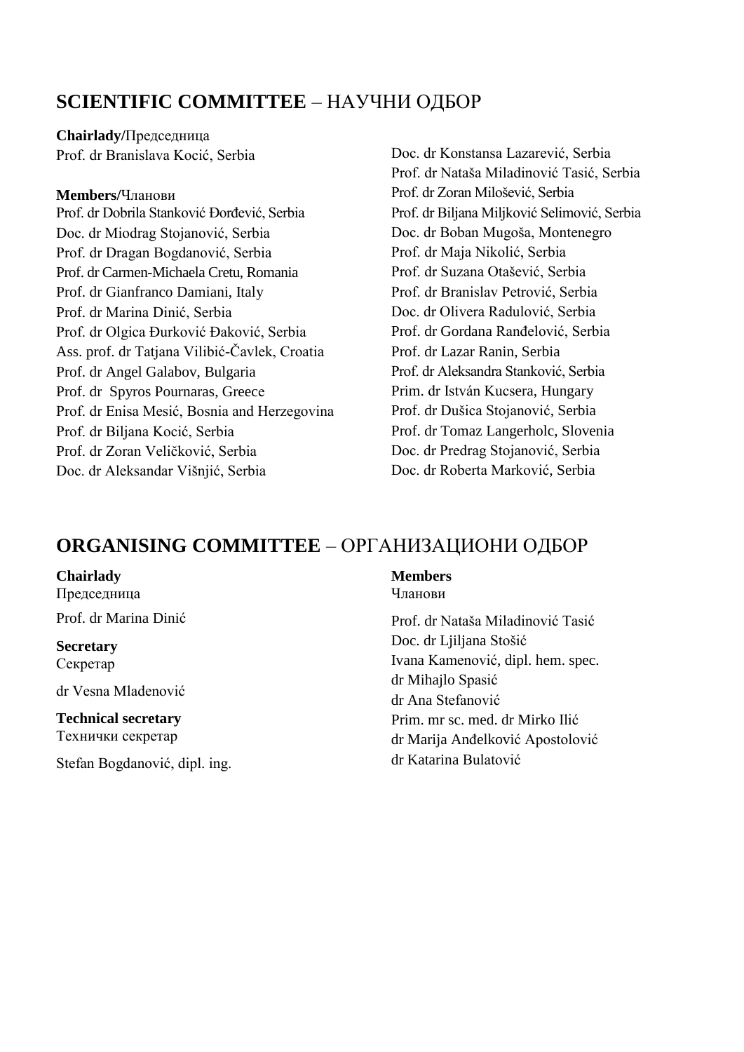## **SCIENTIFIC COMMITTEE** – НАУЧНИ ОДБОР

**Chairlady/**Председница
Prof. dr Branislava Kocić, Serbia

**Members/**Чланови
Prof. dr Dobrila Stanković Đorđević, Serbia
Doc. dr Miodrag Stojanović, Serbia
Prof. dr Dragan Bogdanović, Serbia
Prof. dr Carmen-Michaela Cretu, Romania
Prof. dr Gianfranco Damiani, Italy
Prof. dr Marina Dinić, Serbia
Prof. dr Olgica Đurković Đaković, Serbia
Ass. prof. dr Tatjana Vilibić-Čavlek, Croatia
Prof. dr Angel Galabov, Bulgaria
Prof. dr Spyros Pournaras, Greece
Prof. dr Enisa Mesić, Bosnia and Herzegovina
Prof. dr Biljana Kocić, Serbia
Prof. dr Zoran Veličković, Serbia
Doc. dr Aleksandar Višnjić, Serbia
Doc. dr Konstansa Lazarević, Serbia
Prof. dr Nataša Miladinović Tasić, Serbia
Prof. dr Zoran Milošević, Serbia
Prof. dr Biljana Miljković Selimović, Serbia
Doc. dr Boban Mugoša, Montenegro
Prof. dr Maja Nikolić, Serbia
Prof. dr Suzana Otašević, Serbia
Prof. dr Branislav Petrović, Serbia
Doc. dr Olivera Radulović, Serbia
Prof. dr Gordana Ranđelović, Serbia
Prof. dr Lazar Ranin, Serbia
Prof. dr Aleksandra Stanković, Serbia
Prim. dr István Kucsera, Hungary
Prof. dr Dušica Stojanović, Serbia
Prof. dr Tomaz Langerholc, Slovenia
Doc. dr Predrag Stojanović, Serbia
Doc. dr Roberta Marković, Serbia

## **ORGANISING COMMITTEE** – ОРГАНИЗАЦИОНИ ОДБОР

**Chairlady**
Председница

Prof. dr Marina Dinić

**Secretary**
Секретар

dr Vesna Mlađenović

**Technical secretary**
Технички секретар

Stefan Bogdanović, dipl. ing.

**Members**
Чланови

Prof. dr Nataša Miladinović Tasić
Doc. dr Ljiljana Stošić
Ivana Kamenović, dipl. hem. spec.
dr Mihajlo Spasić
dr Ana Stefanović
Prim. mr sc. med. dr Mirko Ilić
dr Marija Anđelković Apostolović
dr Katarina Bulatović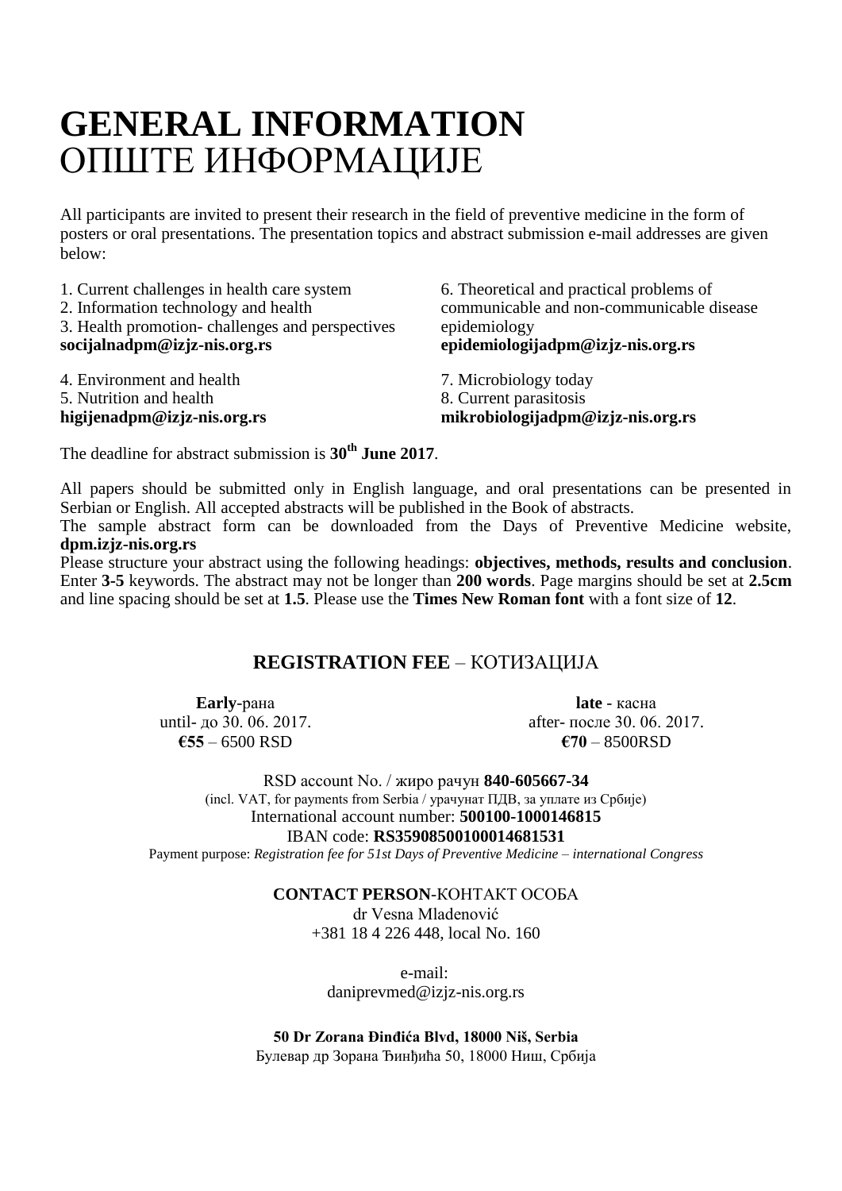# **GENERAL INFORMATION**
# ОПШТЕ ИНФОРМАЦИЈЕ

All participants are invited to present their research in the field of preventive medicine in the form of posters or oral presentations. The presentation topics and abstract submission e-mail addresses are given below:

1. Current challenges in health care system
2. Information technology and health
3. Health promotion- challenges and perspectives

**socijalnadpm@izjz-nis.org.rs**

4. Environment and health
5. Nutrition and health

**higijenadpm@izjz-nis.org.rs**

6. Theoretical and practical problems of communicable and non-communicable disease epidemiology

**epidemiologijadpm@izjz-nis.org.rs**

7. Microbiology today
8. Current parasitosis

**mikrobiologijadpm@izjz-nis.org.rs**

The deadline for abstract submission is **30th June 2017**.

All papers should be submitted only in English language, and oral presentations can be presented in Serbian or English. All accepted abstracts will be published in the Book of abstracts.

The sample abstract form can be downloaded from the Days of Preventive Medicine website, **dpm.izjz-nis.org.rs**

Please structure your abstract using the following headings: **objectives, methods, results and conclusion**. Enter **3-5** keywords. The abstract may not be longer than **200 words**. Page margins should be set at **2.5cm** and line spacing should be set at **1.5**. Please use the **Times New Roman font** with a font size of **12**.

## **REGISTRATION FEE** – КОТИЗАЦИЈА

| | |
|---|---|
| **Early**-рана | **late** - касна |
| until- до 30. 06. 2017. | after- после 30. 06. 2017. |
| **€55** – 6500 RSD | **€70** – 8500RSD |

RSD account No. / жиро рачун **840-605667-34**
(incl. VAT, for payments from Serbia / урачунат ПДВ, за уплате из Србије)
International account number: **500100-1000146815**
IBAN code: **RS35908500100014681531**
Payment purpose: *Registration fee for 51st Days of Preventive Medicine – international Congress*

**CONTACT PERSON**-КОНТАКТ ОСОБА
dr Vesna Mladenović
+381 18 4 226 448, local No. 160

e-mail:
daniprevmed@izjz-nis.org.rs

**50 Dr Zorana Đinđića Blvd, 18000 Niš, Serbia**
Булевар др Зорана Ђинђића 50, 18000 Ниш, Србија